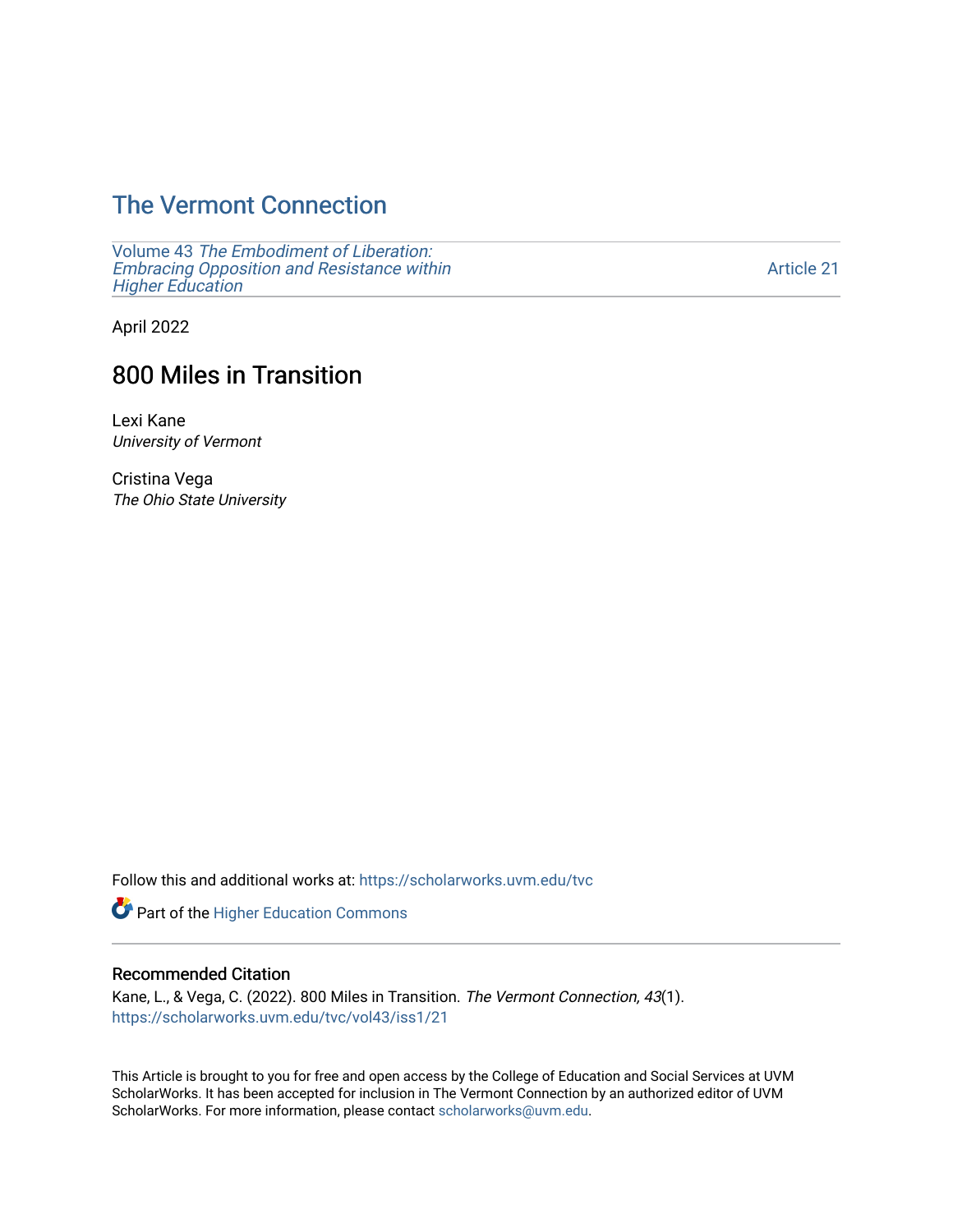# The Vermont Connection

Volume 43 *The Embodiment of Liberation: Embracing Opposition and Resistance within Higher Education*

Article 21

April 2022

## 800 Miles in Transition

Lexi Kane
*University of Vermont*

Cristina Vega
*The Ohio State University*

Follow this and additional works at: https://scholarworks.uvm.edu/tvc

Part of the Higher Education Commons

### Recommended Citation

Kane, L., & Vega, C. (2022). 800 Miles in Transition. *The Vermont Connection, 43*(1).
https://scholarworks.uvm.edu/tvc/vol43/iss1/21

This Article is brought to you for free and open access by the College of Education and Social Services at UVM ScholarWorks. It has been accepted for inclusion in The Vermont Connection by an authorized editor of UVM ScholarWorks. For more information, please contact scholarworks@uvm.edu.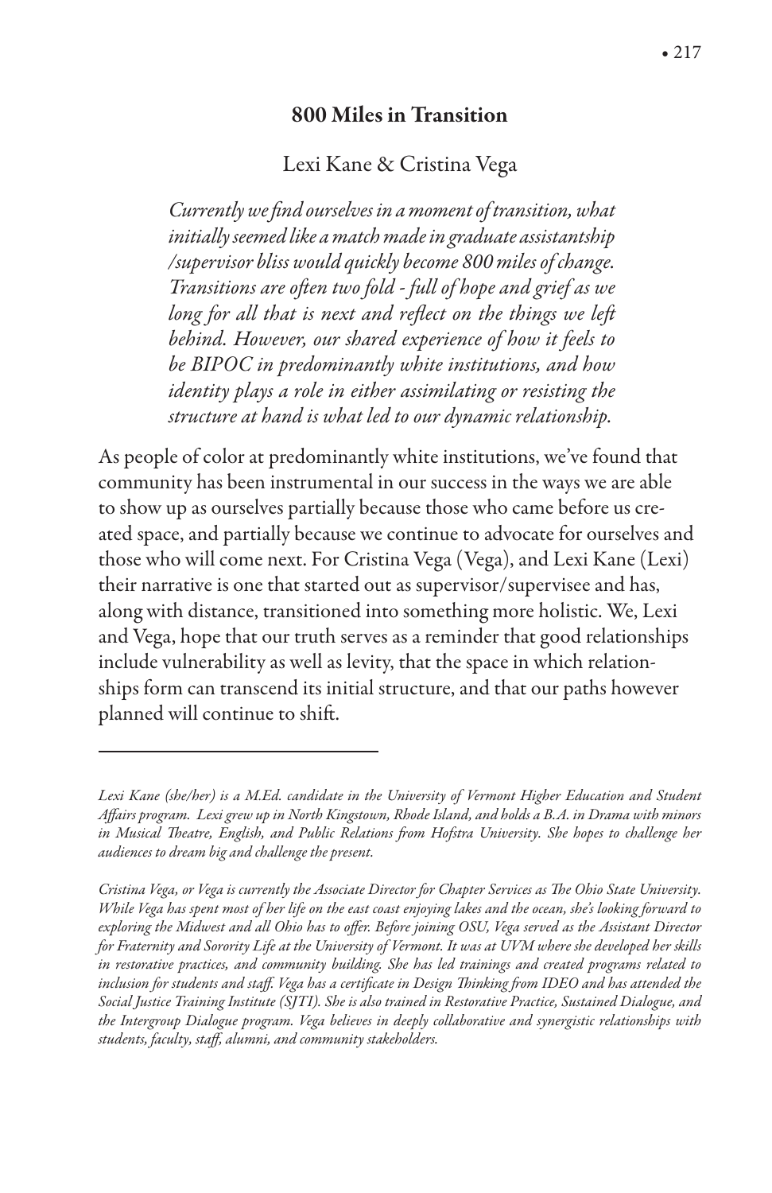## 800 Miles in Transition

Lexi Kane & Cristina Vega

> *Currently we find ourselves in a moment of transition, what initially seemed like a match made in graduate assistantship /supervisor bliss would quickly become 800 miles of change. Transitions are often two fold - full of hope and grief as we long for all that is next and reflect on the things we left behind. However, our shared experience of how it feels to be BIPOC in predominantly white institutions, and how identity plays a role in either assimilating or resisting the structure at hand is what led to our dynamic relationship.*

As people of color at predominantly white institutions, we've found that community has been instrumental in our success in the ways we are able to show up as ourselves partially because those who came before us created space, and partially because we continue to advocate for ourselves and those who will come next. For Cristina Vega (Vega), and Lexi Kane (Lexi) their narrative is one that started out as supervisor/supervisee and has, along with distance, transitioned into something more holistic. We, Lexi and Vega, hope that our truth serves as a reminder that good relationships include vulnerability as well as levity, that the space in which relationships form can transcend its initial structure, and that our paths however planned will continue to shift.

---

*Lexi Kane (she/her) is a M.Ed. candidate in the University of Vermont Higher Education and Student Affairs program. Lexi grew up in North Kingstown, Rhode Island, and holds a B.A. in Drama with minors in Musical Theatre, English, and Public Relations from Hofstra University. She hopes to challenge her audiences to dream big and challenge the present.*

*Cristina Vega, or Vega is currently the Associate Director for Chapter Services as The Ohio State University. While Vega has spent most of her life on the east coast enjoying lakes and the ocean, she's looking forward to exploring the Midwest and all Ohio has to offer. Before joining OSU, Vega served as the Assistant Director for Fraternity and Sorority Life at the University of Vermont. It was at UVM where she developed her skills in restorative practices, and community building. She has led trainings and created programs related to inclusion for students and staff. Vega has a certificate in Design Thinking from IDEO and has attended the Social Justice Training Institute (SJTI). She is also trained in Restorative Practice, Sustained Dialogue, and the Intergroup Dialogue program. Vega believes in deeply collaborative and synergistic relationships with students, faculty, staff, alumni, and community stakeholders.*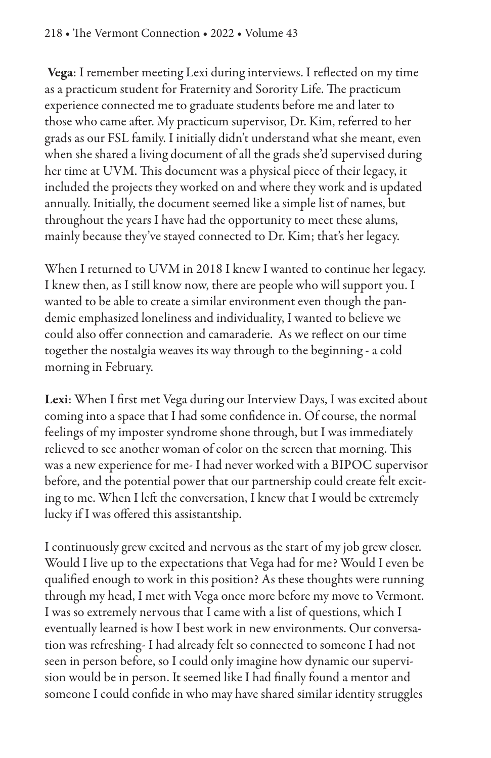**Vega**: I remember meeting Lexi during interviews. I reflected on my time as a practicum student for Fraternity and Sorority Life. The practicum experience connected me to graduate students before me and later to those who came after. My practicum supervisor, Dr. Kim, referred to her grads as our FSL family. I initially didn't understand what she meant, even when she shared a living document of all the grads she'd supervised during her time at UVM. This document was a physical piece of their legacy, it included the projects they worked on and where they work and is updated annually. Initially, the document seemed like a simple list of names, but throughout the years I have had the opportunity to meet these alums, mainly because they've stayed connected to Dr. Kim; that's her legacy.

When I returned to UVM in 2018 I knew I wanted to continue her legacy. I knew then, as I still know now, there are people who will support you. I wanted to be able to create a similar environment even though the pandemic emphasized loneliness and individuality, I wanted to believe we could also offer connection and camaraderie. As we reflect on our time together the nostalgia weaves its way through to the beginning - a cold morning in February.

**Lexi**: When I first met Vega during our Interview Days, I was excited about coming into a space that I had some confidence in. Of course, the normal feelings of my imposter syndrome shone through, but I was immediately relieved to see another woman of color on the screen that morning. This was a new experience for me- I had never worked with a BIPOC supervisor before, and the potential power that our partnership could create felt exciting to me. When I left the conversation, I knew that I would be extremely lucky if I was offered this assistantship.

I continuously grew excited and nervous as the start of my job grew closer. Would I live up to the expectations that Vega had for me? Would I even be qualified enough to work in this position? As these thoughts were running through my head, I met with Vega once more before my move to Vermont. I was so extremely nervous that I came with a list of questions, which I eventually learned is how I best work in new environments. Our conversation was refreshing- I had already felt so connected to someone I had not seen in person before, so I could only imagine how dynamic our supervision would be in person. It seemed like I had finally found a mentor and someone I could confide in who may have shared similar identity struggles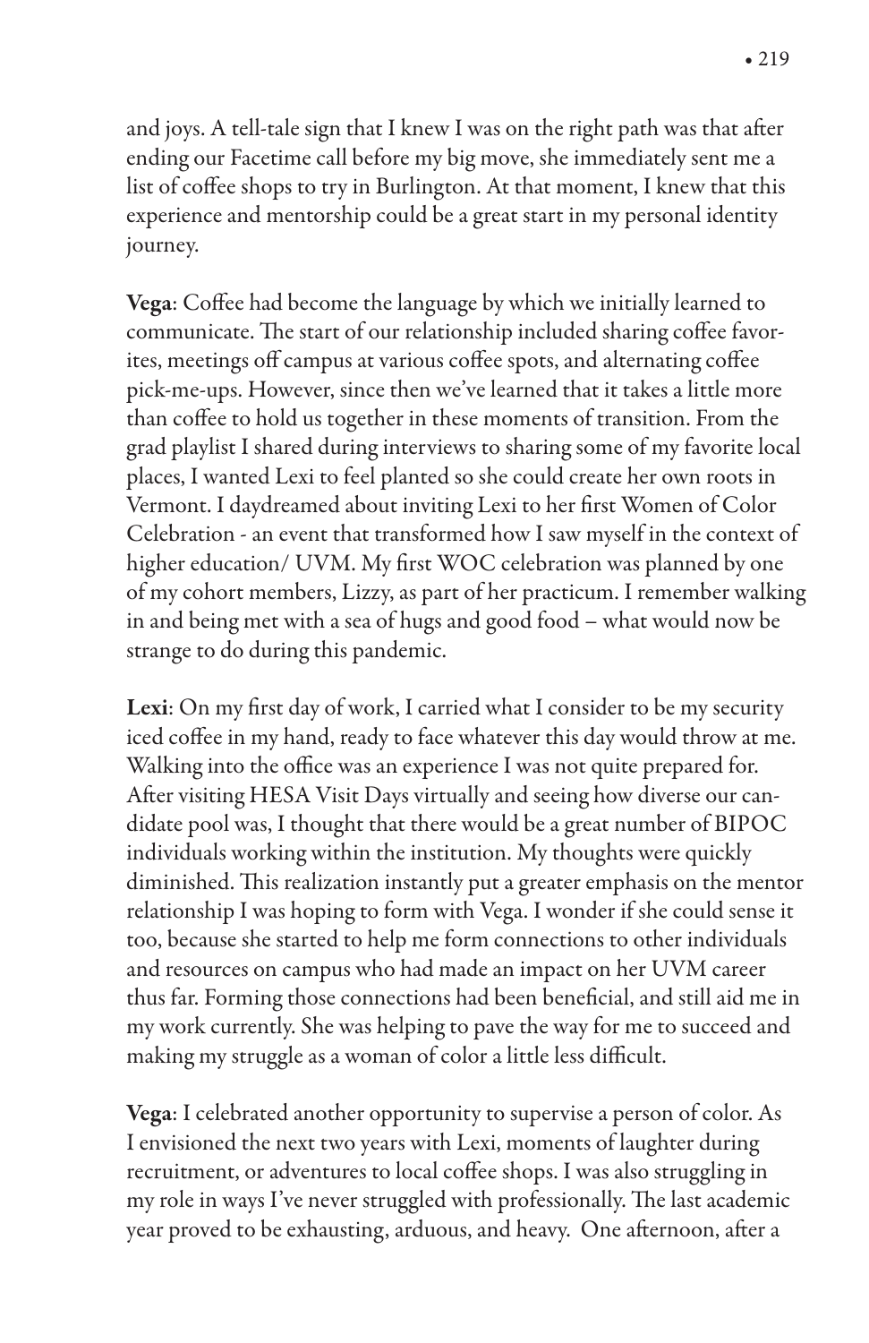and joys. A tell-tale sign that I knew I was on the right path was that after ending our Facetime call before my big move, she immediately sent me a list of coffee shops to try in Burlington. At that moment, I knew that this experience and mentorship could be a great start in my personal identity journey.

**Vega**: Coffee had become the language by which we initially learned to communicate. The start of our relationship included sharing coffee favorites, meetings off campus at various coffee spots, and alternating coffee pick-me-ups. However, since then we've learned that it takes a little more than coffee to hold us together in these moments of transition. From the grad playlist I shared during interviews to sharing some of my favorite local places, I wanted Lexi to feel planted so she could create her own roots in Vermont. I daydreamed about inviting Lexi to her first Women of Color Celebration - an event that transformed how I saw myself in the context of higher education/ UVM. My first WOC celebration was planned by one of my cohort members, Lizzy, as part of her practicum. I remember walking in and being met with a sea of hugs and good food – what would now be strange to do during this pandemic.

**Lexi**: On my first day of work, I carried what I consider to be my security iced coffee in my hand, ready to face whatever this day would throw at me. Walking into the office was an experience I was not quite prepared for. After visiting HESA Visit Days virtually and seeing how diverse our candidate pool was, I thought that there would be a great number of BIPOC individuals working within the institution. My thoughts were quickly diminished. This realization instantly put a greater emphasis on the mentor relationship I was hoping to form with Vega. I wonder if she could sense it too, because she started to help me form connections to other individuals and resources on campus who had made an impact on her UVM career thus far. Forming those connections had been beneficial, and still aid me in my work currently. She was helping to pave the way for me to succeed and making my struggle as a woman of color a little less difficult.

**Vega**: I celebrated another opportunity to supervise a person of color. As I envisioned the next two years with Lexi, moments of laughter during recruitment, or adventures to local coffee shops. I was also struggling in my role in ways I've never struggled with professionally. The last academic year proved to be exhausting, arduous, and heavy. One afternoon, after a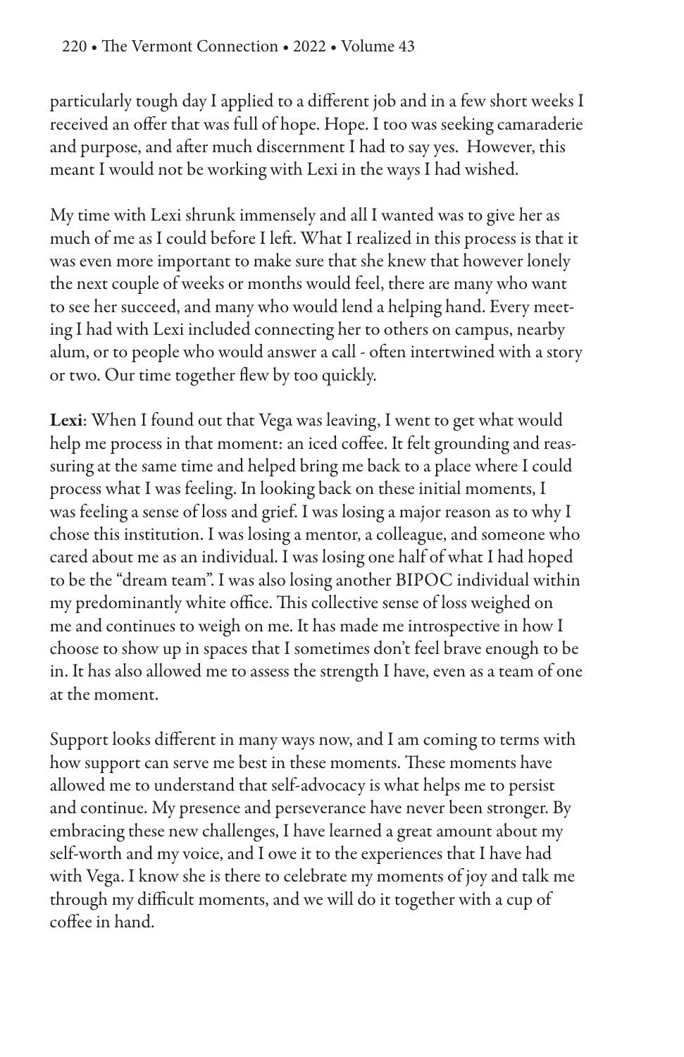particularly tough day I applied to a different job and in a few short weeks I received an offer that was full of hope. Hope. I too was seeking camaraderie and purpose, and after much discernment I had to say yes. However, this meant I would not be working with Lexi in the ways I had wished.

My time with Lexi shrunk immensely and all I wanted was to give her as much of me as I could before I left. What I realized in this process is that it was even more important to make sure that she knew that however lonely the next couple of weeks or months would feel, there are many who want to see her succeed, and many who would lend a helping hand. Every meeting I had with Lexi included connecting her to others on campus, nearby alum, or to people who would answer a call - often intertwined with a story or two. Our time together flew by too quickly.

**Lexi**: When I found out that Vega was leaving, I went to get what would help me process in that moment: an iced coffee. It felt grounding and reassuring at the same time and helped bring me back to a place where I could process what I was feeling. In looking back on these initial moments, I was feeling a sense of loss and grief. I was losing a major reason as to why I chose this institution. I was losing a mentor, a colleague, and someone who cared about me as an individual. I was losing one half of what I had hoped to be the "dream team". I was also losing another BIPOC individual within my predominantly white office. This collective sense of loss weighed on me and continues to weigh on me. It has made me introspective in how I choose to show up in spaces that I sometimes don't feel brave enough to be in. It has also allowed me to assess the strength I have, even as a team of one at the moment.

Support looks different in many ways now, and I am coming to terms with how support can serve me best in these moments. These moments have allowed me to understand that self-advocacy is what helps me to persist and continue. My presence and perseverance have never been stronger. By embracing these new challenges, I have learned a great amount about my self-worth and my voice, and I owe it to the experiences that I have had with Vega. I know she is there to celebrate my moments of joy and talk me through my difficult moments, and we will do it together with a cup of coffee in hand.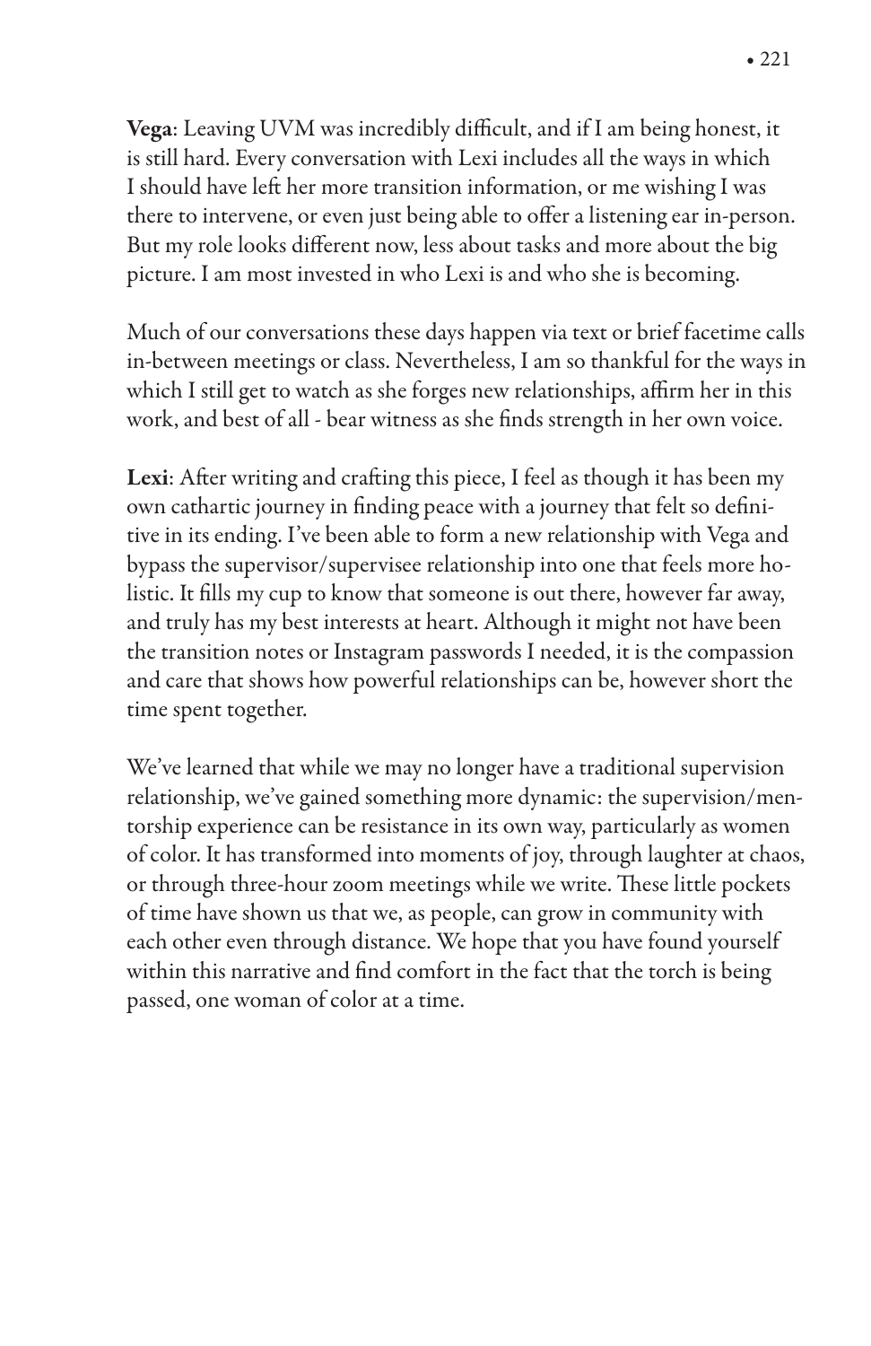**Vega**: Leaving UVM was incredibly difficult, and if I am being honest, it is still hard. Every conversation with Lexi includes all the ways in which I should have left her more transition information, or me wishing I was there to intervene, or even just being able to offer a listening ear in-person. But my role looks different now, less about tasks and more about the big picture. I am most invested in who Lexi is and who she is becoming.

Much of our conversations these days happen via text or brief facetime calls in-between meetings or class. Nevertheless, I am so thankful for the ways in which I still get to watch as she forges new relationships, affirm her in this work, and best of all - bear witness as she finds strength in her own voice.

**Lexi**: After writing and crafting this piece, I feel as though it has been my own cathartic journey in finding peace with a journey that felt so definitive in its ending. I've been able to form a new relationship with Vega and bypass the supervisor/supervisee relationship into one that feels more holistic. It fills my cup to know that someone is out there, however far away, and truly has my best interests at heart. Although it might not have been the transition notes or Instagram passwords I needed, it is the compassion and care that shows how powerful relationships can be, however short the time spent together.

We've learned that while we may no longer have a traditional supervision relationship, we've gained something more dynamic: the supervision/mentorship experience can be resistance in its own way, particularly as women of color. It has transformed into moments of joy, through laughter at chaos, or through three-hour zoom meetings while we write. These little pockets of time have shown us that we, as people, can grow in community with each other even through distance. We hope that you have found yourself within this narrative and find comfort in the fact that the torch is being passed, one woman of color at a time.